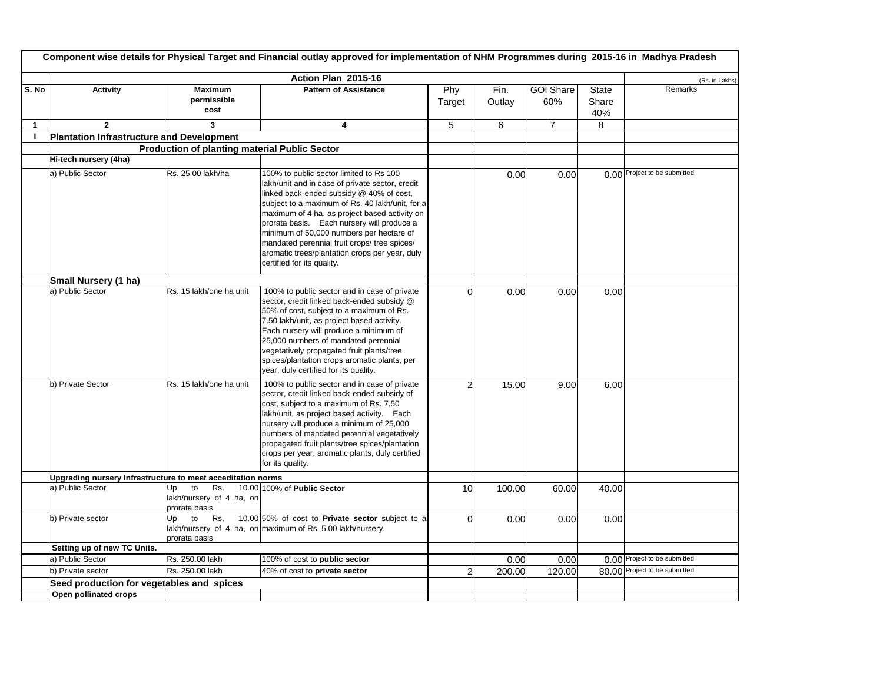# Component wise details for Physical Target and Financial outlay approved for implementation of NHM Programmes during 2015-16 in Madhya Pradesh

| | Action Plan 2015-16 | | | | | | | (Rs. in Lakhs) |
|---|---|---|---|---|---|---|---|---|
| S. No | Activity | Maximum permissible cost | Pattern of Assistance | Phy Target | Fin. Outlay | GOI Share 60% | State Share 40% | Remarks |
| 1 | 2 | 3 | 4 | 5 | 6 | 7 | 8 | |
| I | **Plantation Infrastructure and Development** | | | | | | | |
| | | **Production of planting material Public Sector** | | | | | | |
| | **Hi-tech nursery (4ha)** | | | | | | | |
| | a) Public Sector | Rs. 25.00 lakh/ha | 100% to public sector limited to Rs 100 lakh/unit and in case of private sector, credit linked back-ended subsidy @ 40% of cost, subject to a maximum of Rs. 40 lakh/unit, for a maximum of 4 ha. as project based activity on prorata basis. Each nursery will produce a minimum of 50,000 numbers per hectare of mandated perennial fruit crops/ tree spices/ aromatic trees/plantation crops per year, duly certified for its quality. | | 0.00 | 0.00 | 0.00 | Project to be submitted |
| | **Small Nursery (1 ha)** | | | | | | | |
| | a) Public Sector | Rs. 15 lakh/one ha unit | 100% to public sector and in case of private sector, credit linked back-ended subsidy @ 50% of cost, subject to a maximum of Rs. 7.50 lakh/unit, as project based activity. Each nursery will produce a minimum of 25,000 numbers of mandated perennial vegetatively propagated fruit plants/tree spices/plantation crops aromatic plants, per year, duly certified for its quality. | 0 | 0.00 | 0.00 | 0.00 | |
| | b) Private Sector | Rs. 15 lakh/one ha unit | 100% to public sector and in case of private sector, credit linked back-ended subsidy of cost, subject to a maximum of Rs. 7.50 lakh/unit, as project based activity. Each nursery will produce a minimum of 25,000 numbers of mandated perennial vegetatively propagated fruit plants/tree spices/plantation crops per year, aromatic plants, duly certified for its quality. | 2 | 15.00 | 9.00 | 6.00 | |
| | **Upgrading nursery Infrastructure to meet acceditation norms** | | | | | | | |
| | a) Public Sector | Up to Rs. 10.00 lakh/nursery of 4 ha, on prorata basis | 100% of **Public Sector** | 10 | 100.00 | 60.00 | 40.00 | |
| | b) Private sector | Up to Rs. 10.00 lakh/nursery of 4 ha, on prorata basis | 50% of cost to **Private sector** subject to a maximum of Rs. 5.00 lakh/nursery. | 0 | 0.00 | 0.00 | 0.00 | |
| | **Setting up of new TC Units.** | | | | | | | |
| | a) Public Sector | Rs. 250.00 lakh | 100% of cost to **public sector** | | 0.00 | 0.00 | 0.00 | Project to be submitted |
| | b) Private sector | Rs. 250.00 lakh | 40% of cost to **private sector** | 2 | 200.00 | 120.00 | 80.00 | Project to be submitted |
| | **Seed production for vegetables and spices** | | | | | | | |
| | **Open pollinated crops** | | | | | | | |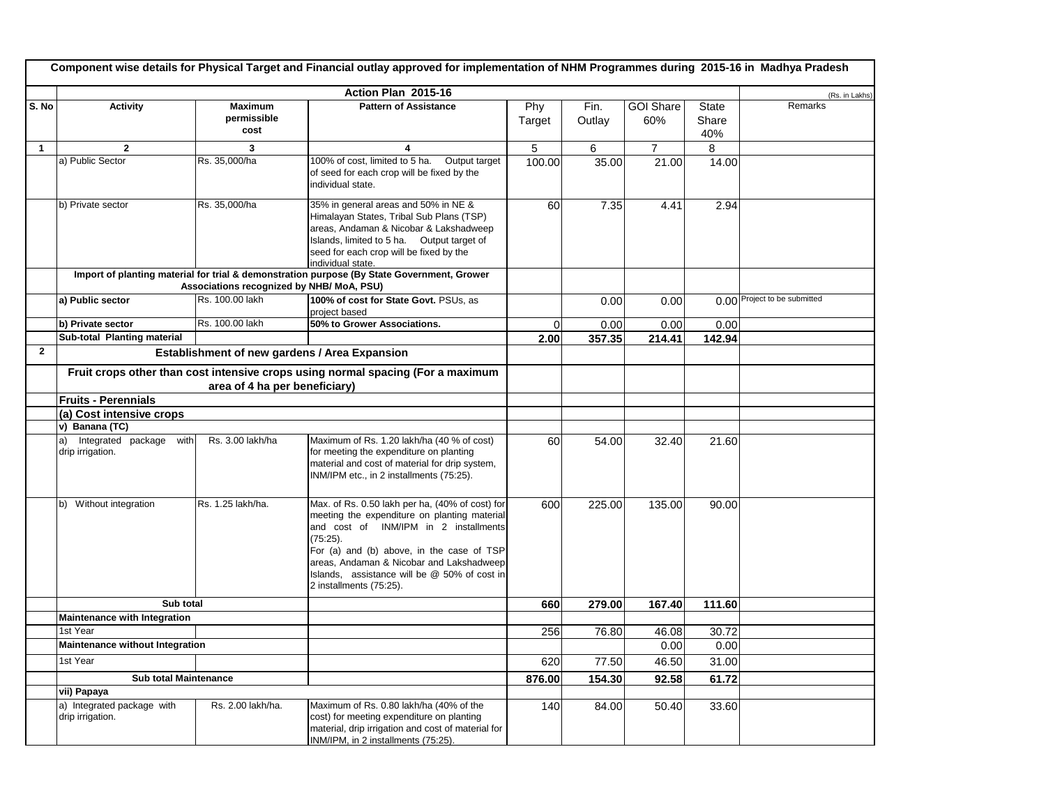**Component wise details for Physical Target and Financial outlay approved for implementation of NHM Programmes during 2015-16 in Madhya Pradesh**

| | Action Plan 2015-16 | | | | | | | (Rs. in Lakhs) |
|---|---|---|---|---|---|---|---|---|
| S. No | Activity | Maximum permissible cost | Pattern of Assistance | Phy Target | Fin. Outlay | GOI Share 60% | State Share 40% | Remarks |
| 1 | 2 | 3 | 4 | 5 | 6 | 7 | 8 | |
| | a) Public Sector | Rs. 35,000/ha | 100% of cost, limited to 5 ha. Output target of seed for each crop will be fixed by the individual state. | 100.00 | 35.00 | 21.00 | 14.00 | |
| | b) Private sector | Rs. 35,000/ha | 35% in general areas and 50% in NE & Himalayan States, Tribal Sub Plans (TSP) areas, Andaman & Nicobar & Lakshadweep Islands, limited to 5 ha. Output target of seed for each crop will be fixed by the individual state. | 60 | 7.35 | 4.41 | 2.94 | |
| | **Import of planting material for trial & demonstration purpose (By State Government, Grower Associations recognized by NHB/ MoA, PSU)** | | | | | | | |
| | **a) Public sector** | Rs. 100.00 lakh | **100% of cost for State Govt.** PSUs, as project based | | 0.00 | 0.00 | 0.00 | Project to be submitted |
| | **b) Private sector** | Rs. 100.00 lakh | **50% to Grower Associations.** | 0 | 0.00 | 0.00 | 0.00 | |
| | **Sub-total Planting material** | | | **2.00** | **357.35** | **214.41** | **142.94** | |
| **2** | **Establishment of new gardens / Area Expansion** | | | | | | | |
| | **Fruit crops other than cost intensive crops using normal spacing (For a maximum area of 4 ha per beneficiary)** | | | | | | | |
| | **Fruits - Perennials** | | | | | | | |
| | **(a) Cost intensive crops** | | | | | | | |
| | **v) Banana (TC)** | | | | | | | |
| | a) Integrated package with drip irrigation. | Rs. 3.00 lakh/ha | Maximum of Rs. 1.20 lakh/ha (40 % of cost) for meeting the expenditure on planting material and cost of material for drip system, INM/IPM etc., in 2 installments (75:25). | 60 | 54.00 | 32.40 | 21.60 | |
| | b) Without integration | Rs. 1.25 lakh/ha. | Max. of Rs. 0.50 lakh per ha, (40% of cost) for meeting the expenditure on planting material and cost of INM/IPM in 2 installments (75:25). For (a) and (b) above, in the case of TSP areas, Andaman & Nicobar and Lakshadweep Islands, assistance will be @ 50% of cost in 2 installments (75:25). | 600 | 225.00 | 135.00 | 90.00 | |
| | **Sub total** | | | **660** | **279.00** | **167.40** | **111.60** | |
| | **Maintenance with Integration** | | | | | | | |
| | 1st Year | | | 256 | 76.80 | 46.08 | 30.72 | |
| | **Maintenance without Integration** | | | | | 0.00 | 0.00 | |
| | 1st Year | | | 620 | 77.50 | 46.50 | 31.00 | |
| | **Sub total Maintenance** | | | **876.00** | **154.30** | **92.58** | **61.72** | |
| | **vii) Papaya** | | | | | | | |
| | a) Integrated package with drip irrigation. | Rs. 2.00 lakh/ha. | Maximum of Rs. 0.80 lakh/ha (40% of the cost) for meeting expenditure on planting material, drip irrigation and cost of material for INM/IPM, in 2 installments (75:25). | 140 | 84.00 | 50.40 | 33.60 | |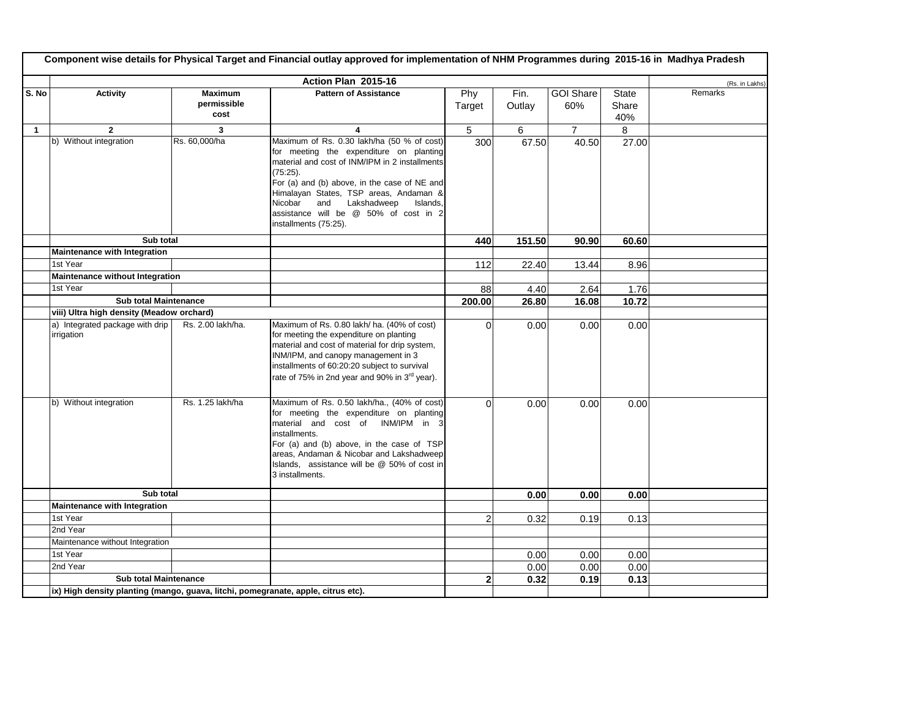**Component wise details for Physical Target and Financial outlay approved for implementation of NHM Programmes during 2015-16 in Madhya Pradesh**

| | Action Plan 2015-16 | | | | | | | (Rs. in Lakhs) |
|---|---|---|---|---|---|---|---|---|
| **S. No** | **Activity** | **Maximum permissible cost** | **Pattern of Assistance** | Phy Target | Fin. Outlay | GOI Share 60% | State Share 40% | Remarks |
| **1** | **2** | **3** | **4** | 5 | 6 | 7 | 8 | |
| | b) Without integration | Rs. 60,000/ha | Maximum of Rs. 0.30 lakh/ha (50 % of cost) for meeting the expenditure on planting material and cost of INM/IPM in 2 installments (75:25). For (a) and (b) above, in the case of NE and Himalayan States, TSP areas, Andaman & Nicobar and Lakshadweep Islands, assistance will be @ 50% of cost in 2 installments (75:25). | 300 | 67.50 | 40.50 | 27.00 | |
| | **Sub total** | | | **440** | **151.50** | **90.90** | **60.60** | |
| | **Maintenance with Integration** | | | | | | | |
| | 1st Year | | | 112 | 22.40 | 13.44 | 8.96 | |
| | **Maintenance without Integration** | | | | | | | |
| | 1st Year | | | 88 | 4.40 | 2.64 | 1.76 | |
| | **Sub total Maintenance** | | | **200.00** | **26.80** | **16.08** | **10.72** | |
| | **viii) Ultra high density (Meadow orchard)** | | | | | | | |
| | a) Integrated package with drip irrigation | Rs. 2.00 lakh/ha. | Maximum of Rs. 0.80 lakh/ ha. (40% of cost) for meeting the expenditure on planting material and cost of material for drip system, INM/IPM, and canopy management in 3 installments of 60:20:20 subject to survival rate of 75% in 2nd year and 90% in 3rd year). | 0 | 0.00 | 0.00 | 0.00 | |
| | b) Without integration | Rs. 1.25 lakh/ha | Maximum of Rs. 0.50 lakh/ha., (40% of cost) for meeting the expenditure on planting material and cost of INM/IPM in 3 installments. For (a) and (b) above, in the case of TSP areas, Andaman & Nicobar and Lakshadweep Islands, assistance will be @ 50% of cost in 3 installments. | 0 | 0.00 | 0.00 | 0.00 | |
| | **Sub total** | | | | **0.00** | **0.00** | **0.00** | |
| | **Maintenance with Integration** | | | | | | | |
| | 1st Year | | | 2 | 0.32 | 0.19 | 0.13 | |
| | 2nd Year | | | | | | | |
| | Maintenance without Integration | | | | | | | |
| | 1st Year | | | | 0.00 | 0.00 | 0.00 | |
| | 2nd Year | | | | 0.00 | 0.00 | 0.00 | |
| | **Sub total Maintenance** | | | **2** | **0.32** | **0.19** | **0.13** | |
| | **ix) High density planting (mango, guava, litchi, pomegranate, apple, citrus etc).** | | | | | | | |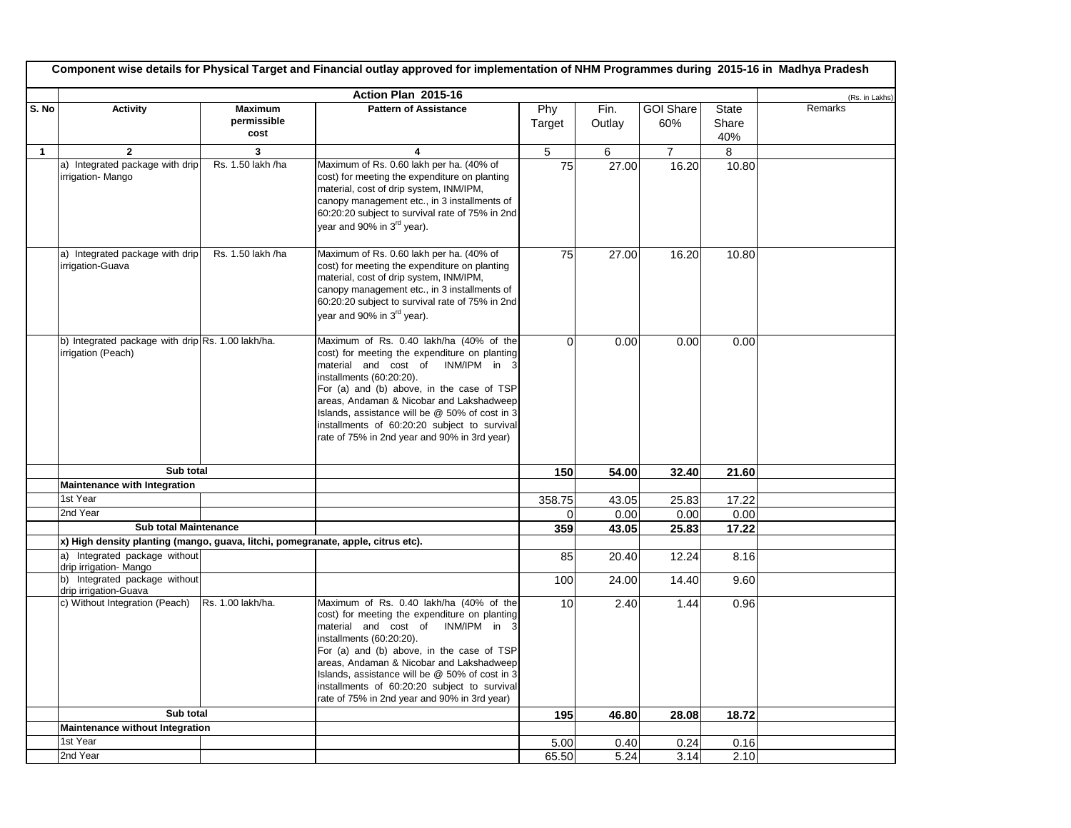**Component wise details for Physical Target and Financial outlay approved for implementation of NHM Programmes during 2015-16 in Madhya Pradesh**

| S. No | Activity | Maximum permissible cost | Pattern of Assistance | Phy Target | Fin. Outlay | GOI Share 60% | State Share 40% | Remarks |
|---|---|---|---|---|---|---|---|---|
| | Action Plan 2015-16 | | | | | | | (Rs. in Lakhs) |
| 1 | 2 | 3 | 4 | 5 | 6 | 7 | 8 | |
| | a) Integrated package with drip irrigation- Mango | Rs. 1.50 lakh /ha | Maximum of Rs. 0.60 lakh per ha. (40% of cost) for meeting the expenditure on planting material, cost of drip system, INM/IPM, canopy management etc., in 3 installments of 60:20:20 subject to survival rate of 75% in 2nd year and 90% in 3rd year). | 75 | 27.00 | 16.20 | 10.80 | |
| | a) Integrated package with drip irrigation-Guava | Rs. 1.50 lakh /ha | Maximum of Rs. 0.60 lakh per ha. (40% of cost) for meeting the expenditure on planting material, cost of drip system, INM/IPM, canopy management etc., in 3 installments of 60:20:20 subject to survival rate of 75% in 2nd year and 90% in 3rd year). | 75 | 27.00 | 16.20 | 10.80 | |
| | b) Integrated package with drip irrigation (Peach) | Rs. 1.00 lakh/ha. | Maximum of Rs. 0.40 lakh/ha (40% of the cost) for meeting the expenditure on planting material and cost of INM/IPM in 3 installments (60:20:20). For (a) and (b) above, in the case of TSP areas, Andaman & Nicobar and Lakshadweep Islands, assistance will be @ 50% of cost in 3 installments of 60:20:20 subject to survival rate of 75% in 2nd year and 90% in 3rd year) | 0 | 0.00 | 0.00 | 0.00 | |
| | **Sub total** | | | **150** | **54.00** | **32.40** | **21.60** | |
| | **Maintenance with Integration** | | | | | | | |
| | 1st Year | | | 358.75 | 43.05 | 25.83 | 17.22 | |
| | 2nd Year | | | 0 | 0.00 | 0.00 | 0.00 | |
| | **Sub total Maintenance** | | | **359** | **43.05** | **25.83** | **17.22** | |
| | **x) High density planting (mango, guava, litchi, pomegranate, apple, citrus etc).** | | | | | | | |
| | a) Integrated package without drip irrigation- Mango | | | 85 | 20.40 | 12.24 | 8.16 | |
| | b) Integrated package without drip irrigation-Guava | | | 100 | 24.00 | 14.40 | 9.60 | |
| | c) Without Integration (Peach) | Rs. 1.00 lakh/ha. | Maximum of Rs. 0.40 lakh/ha (40% of the cost) for meeting the expenditure on planting material and cost of INM/IPM in 3 installments (60:20:20). For (a) and (b) above, in the case of TSP areas, Andaman & Nicobar and Lakshadweep Islands, assistance will be @ 50% of cost in 3 installments of 60:20:20 subject to survival rate of 75% in 2nd year and 90% in 3rd year) | 10 | 2.40 | 1.44 | 0.96 | |
| | **Sub total** | | | **195** | **46.80** | **28.08** | **18.72** | |
| | **Maintenance without Integration** | | | | | | | |
| | 1st Year | | | 5.00 | 0.40 | 0.24 | 0.16 | |
| | 2nd Year | | | 65.50 | 5.24 | 3.14 | 2.10 | |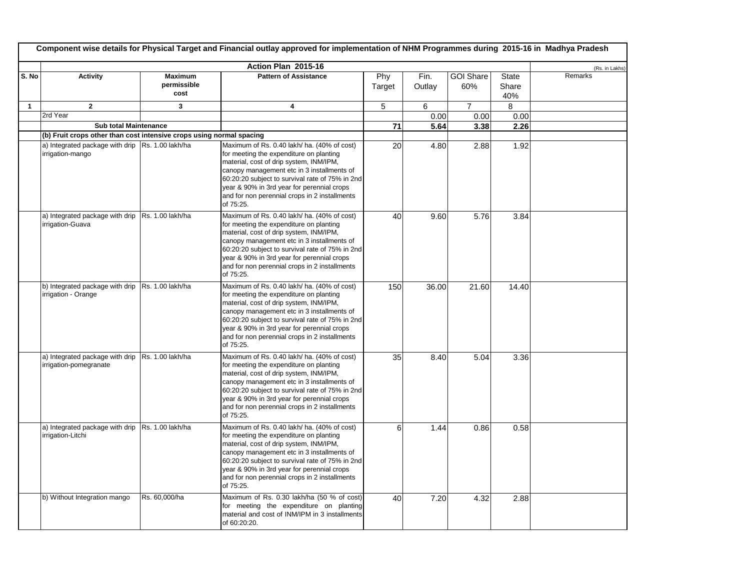**Component wise details for Physical Target and Financial outlay approved for implementation of NHM Programmes during 2015-16 in Madhya Pradesh**

| | Action Plan 2015-16 | | | | | | | (Rs. in Lakhs) |
|---|---|---|---|---|---|---|---|---|
| S. No | Activity | Maximum permissible cost | Pattern of Assistance | Phy Target | Fin. Outlay | GOI Share 60% | State Share 40% | Remarks |
| 1 | 2 | 3 | 4 | 5 | 6 | 7 | 8 | |
| | 2rd Year | | | | 0.00 | 0.00 | 0.00 | |
| | **Sub total Maintenance** | | | **71** | **5.64** | **3.38** | **2.26** | |
| | **(b) Fruit crops other than cost intensive crops using normal spacing** | | | | | | | |
| | a) Integrated package with drip irrigation-mango | Rs. 1.00 lakh/ha | Maximum of Rs. 0.40 lakh/ ha. (40% of cost) for meeting the expenditure on planting material, cost of drip system, INM/IPM, canopy management etc in 3 installments of 60:20:20 subject to survival rate of 75% in 2nd year & 90% in 3rd year for perennial crops and for non perennial crops in 2 installments of 75:25. | 20 | 4.80 | 2.88 | 1.92 | |
| | a) Integrated package with drip irrigation-Guava | Rs. 1.00 lakh/ha | Maximum of Rs. 0.40 lakh/ ha. (40% of cost) for meeting the expenditure on planting material, cost of drip system, INM/IPM, canopy management etc in 3 installments of 60:20:20 subject to survival rate of 75% in 2nd year & 90% in 3rd year for perennial crops and for non perennial crops in 2 installments of 75:25. | 40 | 9.60 | 5.76 | 3.84 | |
| | b) Integrated package with drip irrigation - Orange | Rs. 1.00 lakh/ha | Maximum of Rs. 0.40 lakh/ ha. (40% of cost) for meeting the expenditure on planting material, cost of drip system, INM/IPM, canopy management etc in 3 installments of 60:20:20 subject to survival rate of 75% in 2nd year & 90% in 3rd year for perennial crops and for non perennial crops in 2 installments of 75:25. | 150 | 36.00 | 21.60 | 14.40 | |
| | a) Integrated package with drip irrigation-pomegranate | Rs. 1.00 lakh/ha | Maximum of Rs. 0.40 lakh/ ha. (40% of cost) for meeting the expenditure on planting material, cost of drip system, INM/IPM, canopy management etc in 3 installments of 60:20:20 subject to survival rate of 75% in 2nd year & 90% in 3rd year for perennial crops and for non perennial crops in 2 installments of 75:25. | 35 | 8.40 | 5.04 | 3.36 | |
| | a) Integrated package with drip irrigation-Litchi | Rs. 1.00 lakh/ha | Maximum of Rs. 0.40 lakh/ ha. (40% of cost) for meeting the expenditure on planting material, cost of drip system, INM/IPM, canopy management etc in 3 installments of 60:20:20 subject to survival rate of 75% in 2nd year & 90% in 3rd year for perennial crops and for non perennial crops in 2 installments of 75:25. | 6 | 1.44 | 0.86 | 0.58 | |
| | b) Without Integration mango | Rs. 60,000/ha | Maximum of Rs. 0.30 lakh/ha (50 % of cost) for meeting the expenditure on planting material and cost of INM/IPM in 3 installments of 60:20:20. | 40 | 7.20 | 4.32 | 2.88 | |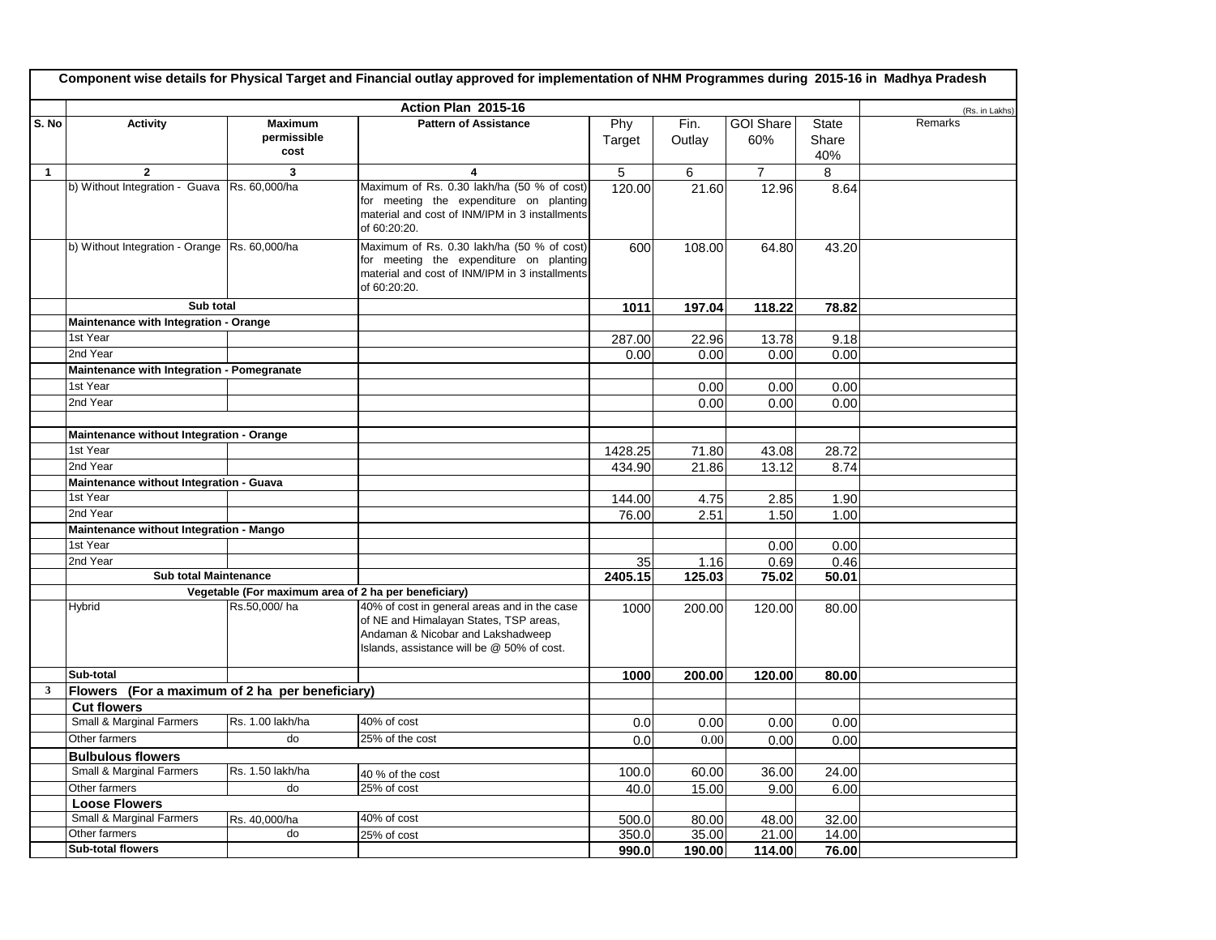**Component wise details for Physical Target and Financial outlay approved for implementation of NHM Programmes during 2015-16 in Madhya Pradesh**

| | Action Plan 2015-16 | | | | | | | (Rs. in Lakhs) |
|---|---|---|---|---|---|---|---|---|
| S. No | Activity | Maximum permissible cost | Pattern of Assistance | Phy Target | Fin. Outlay | GOI Share 60% | State Share 40% | Remarks |
| 1 | 2 | 3 | 4 | 5 | 6 | 7 | 8 | |
| | b) Without Integration - Guava | Rs. 60,000/ha | Maximum of Rs. 0.30 lakh/ha (50 % of cost) for meeting the expenditure on planting material and cost of INM/IPM in 3 installments of 60:20:20. | 120.00 | 21.60 | 12.96 | 8.64 | |
| | b) Without Integration - Orange | Rs. 60,000/ha | Maximum of Rs. 0.30 lakh/ha (50 % of cost) for meeting the expenditure on planting material and cost of INM/IPM in 3 installments of 60:20:20. | 600 | 108.00 | 64.80 | 43.20 | |
| | **Sub total** | | | **1011** | **197.04** | **118.22** | **78.82** | |
| | **Maintenance with Integration - Orange** | | | | | | | |
| | 1st Year | | | 287.00 | 22.96 | 13.78 | 9.18 | |
| | 2nd Year | | | 0.00 | 0.00 | 0.00 | 0.00 | |
| | **Maintenance with Integration - Pomegranate** | | | | | | | |
| | 1st Year | | | | 0.00 | 0.00 | 0.00 | |
| | 2nd Year | | | | 0.00 | 0.00 | 0.00 | |
| | | | | | | | | |
| | **Maintenance without Integration - Orange** | | | | | | | |
| | 1st Year | | | 1428.25 | 71.80 | 43.08 | 28.72 | |
| | 2nd Year | | | 434.90 | 21.86 | 13.12 | 8.74 | |
| | **Maintenance without Integration - Guava** | | | | | | | |
| | 1st Year | | | 144.00 | 4.75 | 2.85 | 1.90 | |
| | 2nd Year | | | 76.00 | 2.51 | 1.50 | 1.00 | |
| | **Maintenance without Integration - Mango** | | | | | | | |
| | 1st Year | | | | | 0.00 | 0.00 | |
| | 2nd Year | | | 35 | 1.16 | 0.69 | 0.46 | |
| | **Sub total Maintenance** | | | **2405.15** | **125.03** | **75.02** | **50.01** | |
| | | **Vegetable (For maximum area of 2 ha per beneficiary)** | | | | | | |
| | Hybrid | Rs.50,000/ ha | 40% of cost in general areas and in the case of NE and Himalayan States, TSP areas, Andaman & Nicobar and Lakshadweep Islands, assistance will be @ 50% of cost. | 1000 | 200.00 | 120.00 | 80.00 | |
| | **Sub-total** | | | **1000** | **200.00** | **120.00** | **80.00** | |
| **3** | **Flowers (For a maximum of 2 ha per beneficiary)** | | | | | | | |
| | **Cut flowers** | | | | | | | |
| | Small & Marginal Farmers | Rs. 1.00 lakh/ha | 40% of cost | 0.0 | 0.00 | 0.00 | 0.00 | |
| | Other farmers | do | 25% of the cost | 0.0 | 0.00 | 0.00 | 0.00 | |
| | **Bulbulous flowers** | | | | | | | |
| | Small & Marginal Farmers | Rs. 1.50 lakh/ha | 40 % of the cost | 100.0 | 60.00 | 36.00 | 24.00 | |
| | Other farmers | do | 25% of cost | 40.0 | 15.00 | 9.00 | 6.00 | |
| | **Loose Flowers** | | | | | | | |
| | Small & Marginal Farmers | Rs. 40,000/ha | 40% of cost | 500.0 | 80.00 | 48.00 | 32.00 | |
| | Other farmers | do | 25% of cost | 350.0 | 35.00 | 21.00 | 14.00 | |
| | **Sub-total flowers** | | | **990.0** | **190.00** | **114.00** | **76.00** | |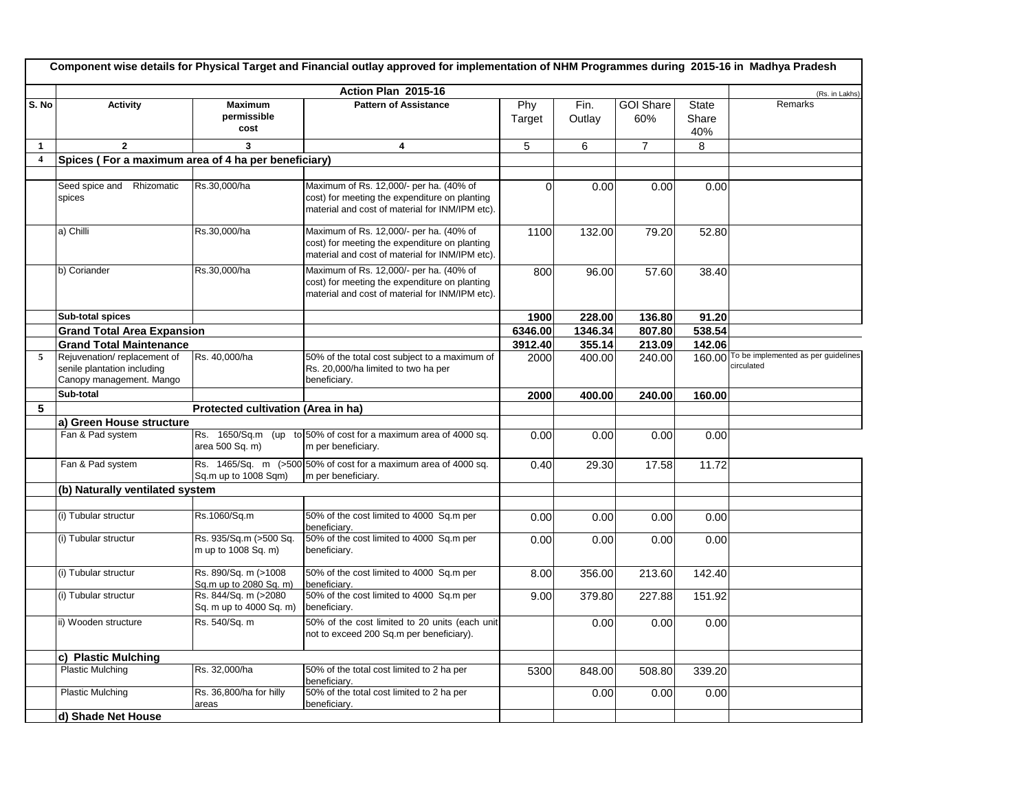**Component wise details for Physical Target and Financial outlay approved for implementation of NHM Programmes during 2015-16 in Madhya Pradesh**

| | Action Plan 2015-16 | | | | | | | (Rs. in Lakhs) |
|---|---|---|---|---|---|---|---|---|
| S. No | Activity | Maximum permissible cost | Pattern of Assistance | Phy Target | Fin. Outlay | GOI Share 60% | State Share 40% | Remarks |
| 1 | 2 | 3 | 4 | 5 | 6 | 7 | 8 | |
| 4 | **Spices ( For a maximum area of 4 ha per beneficiary)** | | | | | | | |
| | Seed spice and Rhizomatic spices | Rs.30,000/ha | Maximum of Rs. 12,000/- per ha. (40% of cost) for meeting the expenditure on planting material and cost of material for INM/IPM etc). | 0 | 0.00 | 0.00 | 0.00 | |
| | a) Chilli | Rs.30,000/ha | Maximum of Rs. 12,000/- per ha. (40% of cost) for meeting the expenditure on planting material and cost of material for INM/IPM etc). | 1100 | 132.00 | 79.20 | 52.80 | |
| | b) Coriander | Rs.30,000/ha | Maximum of Rs. 12,000/- per ha. (40% of cost) for meeting the expenditure on planting material and cost of material for INM/IPM etc). | 800 | 96.00 | 57.60 | 38.40 | |
| | **Sub-total spices** | | | **1900** | **228.00** | **136.80** | **91.20** | |
| | **Grand Total Area Expansion** | | | **6346.00** | **1346.34** | **807.80** | **538.54** | |
| | **Grand Total Maintenance** | | | **3912.40** | **355.14** | **213.09** | **142.06** | |
| 5 | Rejuvenation/ replacement of senile plantation including Canopy management. Mango | Rs. 40,000/ha | 50% of the total cost subject to a maximum of Rs. 20,000/ha limited to two ha per beneficiary. | 2000 | 400.00 | 240.00 | 160.00 | To be implemented as per guidelines circulated |
| | **Sub-total** | | | **2000** | **400.00** | **240.00** | **160.00** | |
| 5 | | **Protected cultivation (Area in ha)** | | | | | | |
| | **a) Green House structure** | | | | | | | |
| | Fan & Pad system | Rs. 1650/Sq.m (up to area 500 Sq. m) | 50% of cost for a maximum area of 4000 sq. m per beneficiary. | 0.00 | 0.00 | 0.00 | 0.00 | |
| | Fan & Pad system | Rs. 1465/Sq. m (>500 Sq.m up to 1008 Sqm) | 50% of cost for a maximum area of 4000 sq. m per beneficiary. | 0.40 | 29.30 | 17.58 | 11.72 | |
| | **(b) Naturally ventilated system** | | | | | | | |
| | (i) Tubular structur | Rs.1060/Sq.m | 50% of the cost limited to 4000 Sq.m per beneficiary. | 0.00 | 0.00 | 0.00 | 0.00 | |
| | (i) Tubular structur | Rs. 935/Sq.m (>500 Sq. m up to 1008 Sq. m) | 50% of the cost limited to 4000 Sq.m per beneficiary. | 0.00 | 0.00 | 0.00 | 0.00 | |
| | (i) Tubular structur | Rs. 890/Sq. m (>1008 Sq.m up to 2080 Sq. m) | 50% of the cost limited to 4000 Sq.m per beneficiary. | 8.00 | 356.00 | 213.60 | 142.40 | |
| | (i) Tubular structur | Rs. 844/Sq. m (>2080 Sq. m up to 4000 Sq. m) | 50% of the cost limited to 4000 Sq.m per beneficiary. | 9.00 | 379.80 | 227.88 | 151.92 | |
| | ii) Wooden structure | Rs. 540/Sq. m | 50% of the cost limited to 20 units (each unit not to exceed 200 Sq.m per beneficiary). | | 0.00 | 0.00 | 0.00 | |
| | **c) Plastic Mulching** | | | | | | | |
| | Plastic Mulching | Rs. 32,000/ha | 50% of the total cost limited to 2 ha per beneficiary. | 5300 | 848.00 | 508.80 | 339.20 | |
| | Plastic Mulching | Rs. 36,800/ha for hilly areas | 50% of the total cost limited to 2 ha per beneficiary. | | 0.00 | 0.00 | 0.00 | |
| | **d) Shade Net House** | | | | | | | |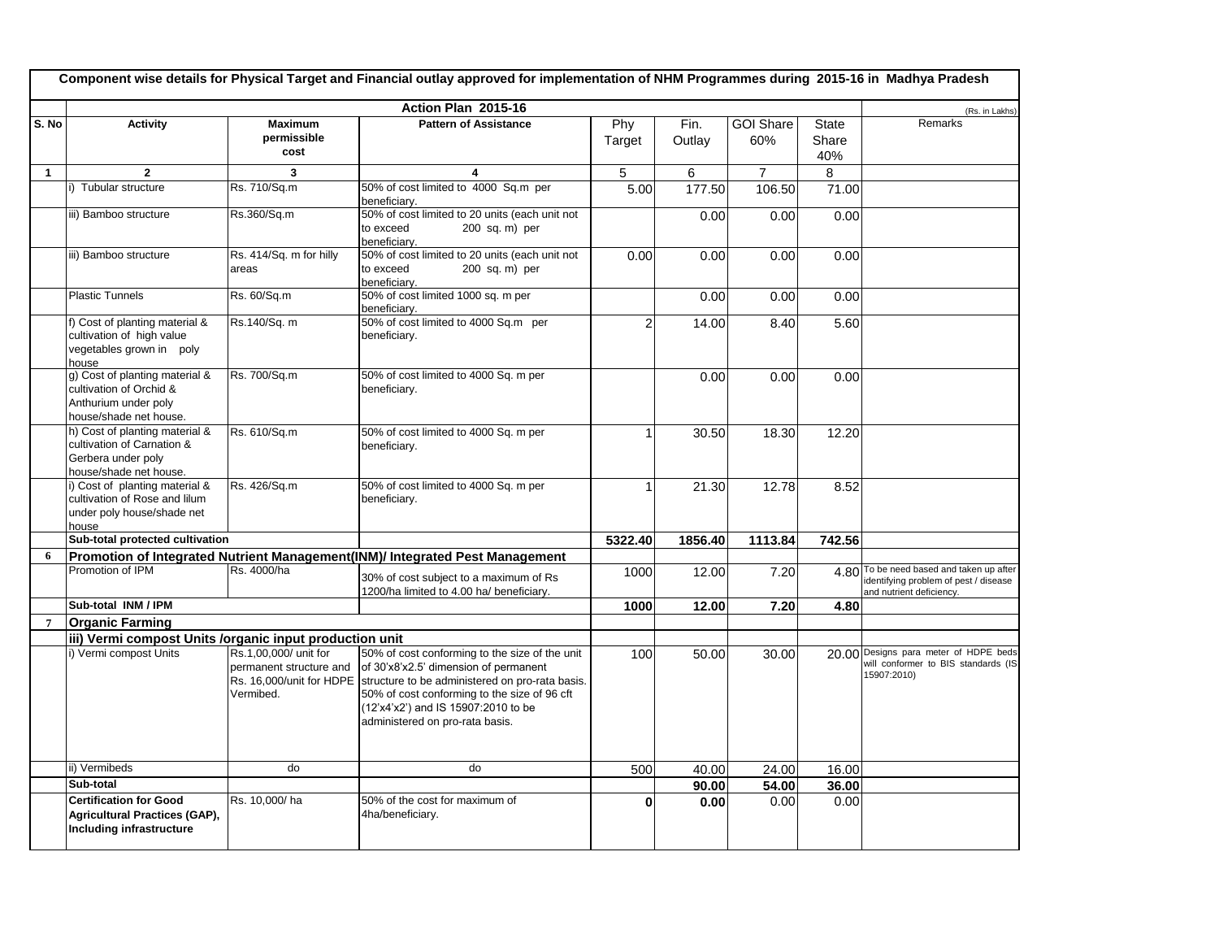| Component wise details for Physical Target and Financial outlay approved for implementation of NHM Programmes during 2015-16 in Madhya Pradesh | | | | | | | | | |
|---|---|---|---|---|---|---|---|---|---|
| | Action Plan 2015-16 | | | | | | | | (Rs. in Lakhs) |
| S. No | Activity | Maximum permissible cost | Pattern of Assistance | Phy Target | Fin. Outlay | GOI Share 60% | State Share 40% | Remarks | |
| 1 | 2 | 3 | 4 | 5 | 6 | 7 | 8 | | |
| | i) Tubular structure | Rs. 710/Sq.m | 50% of cost limited to 4000 Sq.m per beneficiary. | 5.00 | 177.50 | 106.50 | 71.00 | | |
| | iii) Bamboo structure | Rs.360/Sq.m | 50% of cost limited to 20 units (each unit not to exceed 200 sq. m) per beneficiary. | | 0.00 | 0.00 | 0.00 | | |
| | iii) Bamboo structure | Rs. 414/Sq. m for hilly areas | 50% of cost limited to 20 units (each unit not to exceed 200 sq. m) per beneficiary. | 0.00 | 0.00 | 0.00 | 0.00 | | |
| | Plastic Tunnels | Rs. 60/Sq.m | 50% of cost limited 1000 sq. m per beneficiary. | | 0.00 | 0.00 | 0.00 | | |
| | f) Cost of planting material & cultivation of high value vegetables grown in poly house | Rs.140/Sq. m | 50% of cost limited to 4000 Sq.m per beneficiary. | 2 | 14.00 | 8.40 | 5.60 | | |
| | g) Cost of planting material & cultivation of Orchid & Anthurium under poly house/shade net house. | Rs. 700/Sq.m | 50% of cost limited to 4000 Sq. m per beneficiary. | | 0.00 | 0.00 | 0.00 | | |
| | h) Cost of planting material & cultivation of Carnation & Gerbera under poly house/shade net house. | Rs. 610/Sq.m | 50% of cost limited to 4000 Sq. m per beneficiary. | 1 | 30.50 | 18.30 | 12.20 | | |
| | i) Cost of planting material & cultivation of Rose and lilum under poly house/shade net house | Rs. 426/Sq.m | 50% of cost limited to 4000 Sq. m per beneficiary. | 1 | 21.30 | 12.78 | 8.52 | | |
| | **Sub-total protected cultivation** | | | **5322.40** | **1856.40** | **1113.84** | **742.56** | | |
| 6 | **Promotion of Integrated Nutrient Management(INM)/ Integrated Pest Management** | | | | | | | | |
| | Promotion of IPM | Rs. 4000/ha | 30% of cost subject to a maximum of Rs 1200/ha limited to 4.00 ha/ beneficiary. | 1000 | 12.00 | 7.20 | 4.80 | To be need based and taken up after identifying problem of pest / disease and nutrient deficiency. | |
| | **Sub-total INM / IPM** | | | **1000** | **12.00** | **7.20** | **4.80** | | |
| 7 | **Organic Farming** | | | | | | | | |
| | **iii) Vermi compost Units /organic input production unit** | | | | | | | | |
| | i) Vermi compost Units | Rs.1,00,000/ unit for permanent structure and Rs. 16,000/unit for HDPE Vermibed. | 50% of cost conforming to the size of the unit of 30'x8'x2.5' dimension of permanent structure to be administered on pro-rata basis. 50% of cost conforming to the size of 96 cft (12'x4'x2') and IS 15907:2010 to be administered on pro-rata basis. | 100 | 50.00 | 30.00 | 20.00 | Designs para meter of HDPE beds will conformer to BIS standards (IS 15907:2010) | |
| | ii) Vermibeds | do | do | 500 | 40.00 | 24.00 | 16.00 | | |
| | **Sub-total** | | | | **90.00** | **54.00** | **36.00** | | |
| | **Certification for Good Agricultural Practices (GAP), Including infrastructure** | Rs. 10,000/ ha | 50% of the cost for maximum of 4ha/beneficiary. | **0** | **0.00** | 0.00 | 0.00 | | |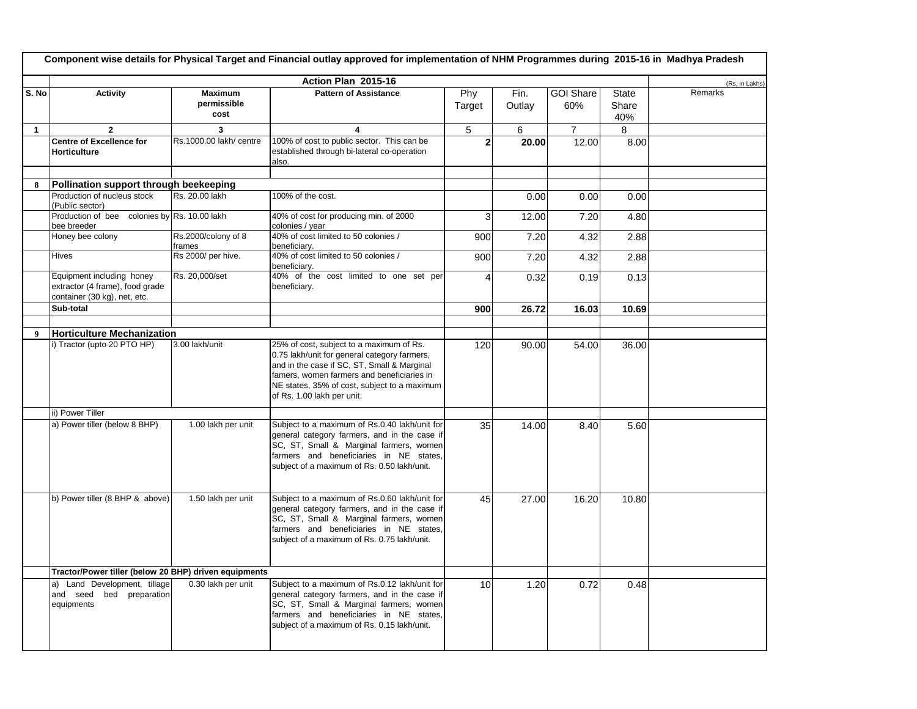**Component wise details for Physical Target and Financial outlay approved for implementation of NHM Programmes during 2015-16 in Madhya Pradesh**

| S. No | Action Plan 2015-16 | | | | | | | | (Rs. in Lakhs) |
|---|---|---|---|---|---|---|---|---|---|
| S. No | Activity | Maximum permissible cost | Pattern of Assistance | Phy Target | Fin. Outlay | GOI Share 60% | State Share 40% | Remarks |
| 1 | 2 | 3 | 4 | 5 | 6 | 7 | 8 | |
| | **Centre of Excellence for Horticulture** | Rs.1000.00 lakh/ centre | 100% of cost to public sector. This can be established through bi-lateral co-operation also. | **2** | **20.00** | 12.00 | 8.00 | |
| | | | | | | | | |
| **8** | **Pollination support through beekeeping** | | | | | | | |
| | Production of nucleus stock (Public sector) | Rs. 20.00 lakh | 100% of the cost. | | 0.00 | 0.00 | 0.00 | |
| | Production of bee colonies by bee breeder | Rs. 10.00 lakh | 40% of cost for producing min. of 2000 colonies / year | 3 | 12.00 | 7.20 | 4.80 | |
| | Honey bee colony | Rs.2000/colony of 8 frames | 40% of cost limited to 50 colonies / beneficiary. | 900 | 7.20 | 4.32 | 2.88 | |
| | Hives | Rs 2000/ per hive. | 40% of cost limited to 50 colonies / beneficiary. | 900 | 7.20 | 4.32 | 2.88 | |
| | Equipment including honey extractor (4 frame), food grade container (30 kg), net, etc. | Rs. 20,000/set | 40% of the cost limited to one set per beneficiary. | 4 | 0.32 | 0.19 | 0.13 | |
| | **Sub-total** | | | **900** | **26.72** | **16.03** | **10.69** | |
| | | | | | | | | |
| **9** | **Horticulture Mechanization** | | | | | | | |
| | i) Tractor (upto 20 PTO HP) | 3.00 lakh/unit | 25% of cost, subject to a maximum of Rs. 0.75 lakh/unit for general category farmers, and in the case if SC, ST, Small & Marginal famers, women farmers and beneficiaries in NE states, 35% of cost, subject to a maximum of Rs. 1.00 lakh per unit. | 120 | 90.00 | 54.00 | 36.00 | |
| | ii) Power Tiller | | | | | | | |
| | a) Power tiller (below 8 BHP) | 1.00 lakh per unit | Subject to a maximum of Rs.0.40 lakh/unit for general category farmers, and in the case if SC, ST, Small & Marginal farmers, women farmers and beneficiaries in NE states, subject of a maximum of Rs. 0.50 lakh/unit. | 35 | 14.00 | 8.40 | 5.60 | |
| | b) Power tiller (8 BHP & above) | 1.50 lakh per unit | Subject to a maximum of Rs.0.60 lakh/unit for general category farmers, and in the case if SC, ST, Small & Marginal farmers, women farmers and beneficiaries in NE states, subject of a maximum of Rs. 0.75 lakh/unit. | 45 | 27.00 | 16.20 | 10.80 | |
| | **Tractor/Power tiller (below 20 BHP) driven equipments** | | | | | | | |
| | a) Land Development, tillage and seed bed preparation equipments | 0.30 lakh per unit | Subject to a maximum of Rs.0.12 lakh/unit for general category farmers, and in the case if SC, ST, Small & Marginal farmers, women farmers and beneficiaries in NE states, subject of a maximum of Rs. 0.15 lakh/unit. | 10 | 1.20 | 0.72 | 0.48 | |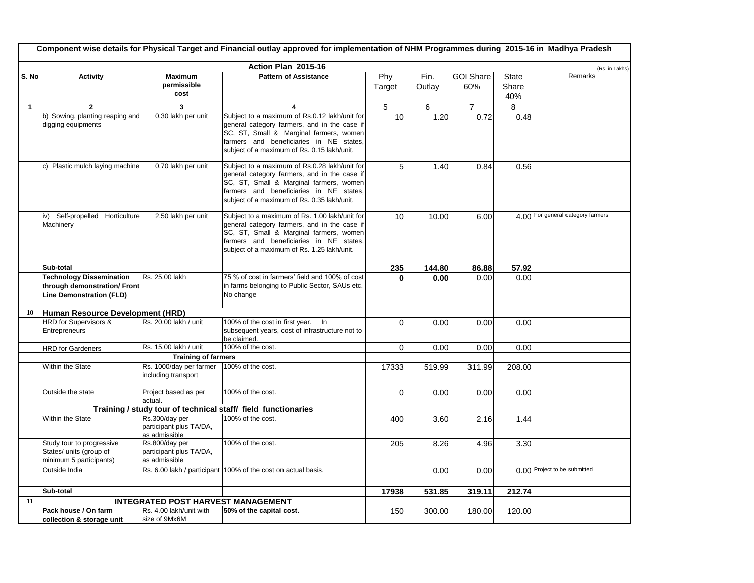**Component wise details for Physical Target and Financial outlay approved for implementation of NHM Programmes during 2015-16 in Madhya Pradesh**

| | Action Plan 2015-16 | | | | | | | (Rs. in Lakhs) |
|---|---|---|---|---|---|---|---|---|
| S. No | Activity | Maximum permissible cost | Pattern of Assistance | Phy Target | Fin. Outlay | GOI Share 60% | State Share 40% | Remarks |
| 1 | 2 | 3 | 4 | 5 | 6 | 7 | 8 | |
| | b) Sowing, planting reaping and digging equipments | 0.30 lakh per unit | Subject to a maximum of Rs.0.12 lakh/unit for general category farmers, and in the case if SC, ST, Small & Marginal farmers, women farmers and beneficiaries in NE states, subject of a maximum of Rs. 0.15 lakh/unit. | 10 | 1.20 | 0.72 | 0.48 | |
| | c) Plastic mulch laying machine | 0.70 lakh per unit | Subject to a maximum of Rs.0.28 lakh/unit for general category farmers, and in the case if SC, ST, Small & Marginal farmers, women farmers and beneficiaries in NE states, subject of a maximum of Rs. 0.35 lakh/unit. | 5 | 1.40 | 0.84 | 0.56 | |
| | iv) Self-propelled Horticulture Machinery | 2.50 lakh per unit | Subject to a maximum of Rs. 1.00 lakh/unit for general category farmers, and in the case if SC, ST, Small & Marginal farmers, women farmers and beneficiaries in NE states, subject of a maximum of Rs. 1.25 lakh/unit. | 10 | 10.00 | 6.00 | 4.00 | For general category farmers |
| | **Sub-total** | | | **235** | **144.80** | **86.88** | **57.92** | |
| | **Technology Dissemination through demonstration/ Front Line Demonstration (FLD)** | Rs. 25.00 lakh | 75 % of cost in farmers' field and 100% of cost in farms belonging to Public Sector, SAUs etc. No change | **0** | **0.00** | 0.00 | 0.00 | |
| 10 | **Human Resource Development (HRD)** | | | | | | | |
| | HRD for Supervisors & Entrepreneurs | Rs. 20.00 lakh / unit | 100% of the cost in first year. In subsequent years, cost of infrastructure not to be claimed. | 0 | 0.00 | 0.00 | 0.00 | |
| | HRD for Gardeners | Rs. 15.00 lakh / unit | 100% of the cost. | 0 | 0.00 | 0.00 | 0.00 | |
| | | **Training of farmers** | | | | | | |
| | Within the State | Rs. 1000/day per farmer including transport | 100% of the cost. | 17333 | 519.99 | 311.99 | 208.00 | |
| | Outside the state | Project based as per actual. | 100% of the cost. | 0 | 0.00 | 0.00 | 0.00 | |
| | | **Training / study tour of technical staff/ field functionaries** | | | | | | |
| | Within the State | Rs.300/day per participant plus TA/DA, as admissible | 100% of the cost. | 400 | 3.60 | 2.16 | 1.44 | |
| | Study tour to progressive States/ units (group of minimum 5 participants) | Rs.800/day per participant plus TA/DA, as admissible | 100% of the cost. | 205 | 8.26 | 4.96 | 3.30 | |
| | Outside India | Rs. 6.00 lakh / participant | 100% of the cost on actual basis. | | 0.00 | 0.00 | 0.00 | Project to be submitted |
| | **Sub-total** | | | **17938** | **531.85** | **319.11** | **212.74** | |
| 11 | | **INTEGRATED POST HARVEST MANAGEMENT** | | | | | | |
| | **Pack house / On farm collection & storage unit** | Rs. 4.00 lakh/unit with size of 9Mx6M | **50% of the capital cost.** | 150 | 300.00 | 180.00 | 120.00 | |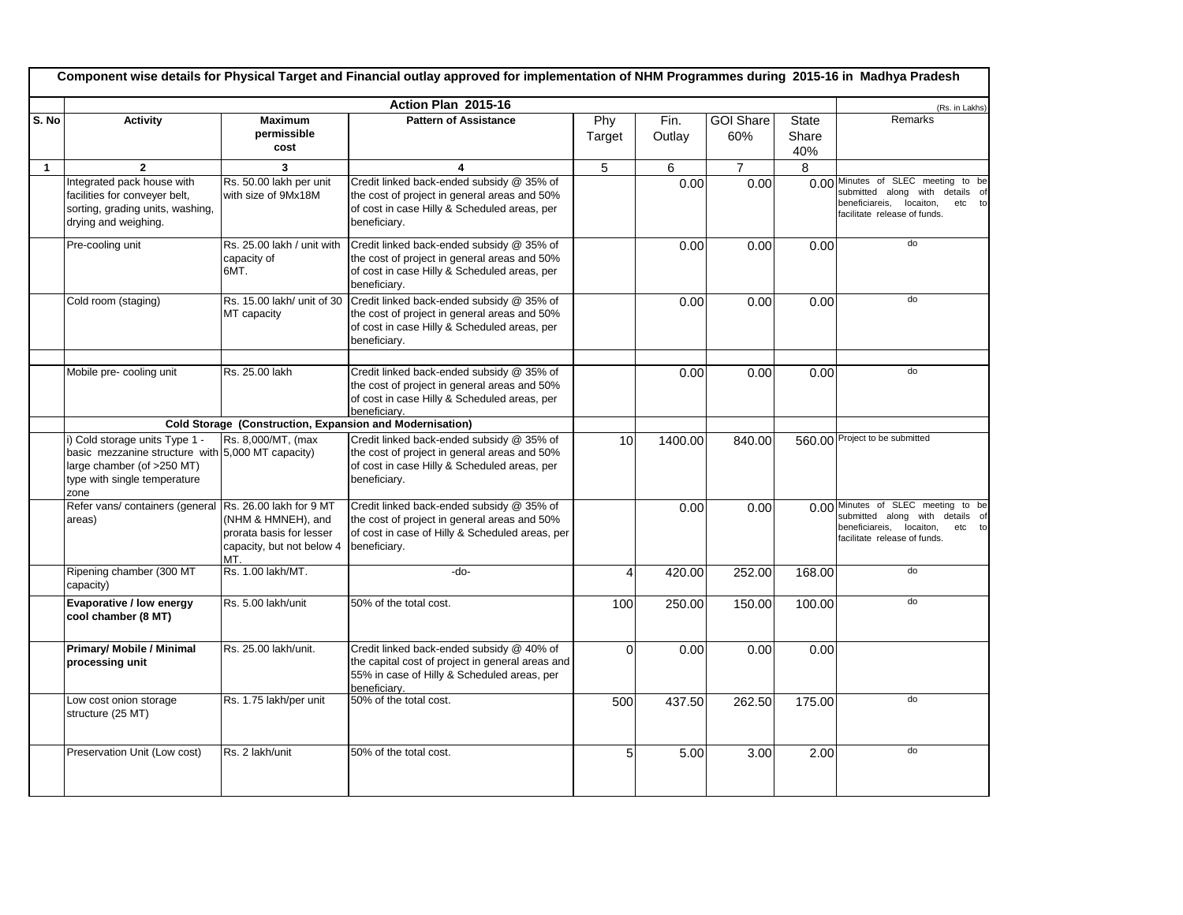| Component wise details for Physical Target and Financial outlay approved for implementation of NHM Programmes during 2015-16 in Madhya Pradesh | | | | | | | | |
|---|---|---|---|---|---|---|---|---|
| | Action Plan 2015-16 | | | | | | | (Rs. in Lakhs) |
| S. No | Activity | Maximum permissible cost | Pattern of Assistance | Phy Target | Fin. Outlay | GOI Share 60% | State Share 40% | Remarks |
| 1 | 2 | 3 | 4 | 5 | 6 | 7 | 8 | |
| | Integrated pack house with facilities for conveyer belt, sorting, grading units, washing, drying and weighing. | Rs. 50.00 lakh per unit with size of 9Mx18M | Credit linked back-ended subsidy @ 35% of the cost of project in general areas and 50% of cost in case Hilly & Scheduled areas, per beneficiary. | | 0.00 | 0.00 | 0.00 | Minutes of SLEC meeting to be submitted along with details of beneficiareis, locaiton, etc to facilitate release of funds. |
| | Pre-cooling unit | Rs. 25.00 lakh / unit with capacity of 6MT. | Credit linked back-ended subsidy @ 35% of the cost of project in general areas and 50% of cost in case Hilly & Scheduled areas, per beneficiary. | | 0.00 | 0.00 | 0.00 | do |
| | Cold room (staging) | Rs. 15.00 lakh/ unit of 30 MT capacity | Credit linked back-ended subsidy @ 35% of the cost of project in general areas and 50% of cost in case Hilly & Scheduled areas, per beneficiary. | | 0.00 | 0.00 | 0.00 | do |
| | | | | | | | | |
| | Mobile pre- cooling unit | Rs. 25.00 lakh | Credit linked back-ended subsidy @ 35% of the cost of project in general areas and 50% of cost in case Hilly & Scheduled areas, per beneficiary. | | 0.00 | 0.00 | 0.00 | do |
| | Cold Storage (Construction, Expansion and Modernisation) | | | | | | | |
| | i) Cold storage units Type 1 - basic mezzanine structure with large chamber (of >250 MT) type with single temperature zone | Rs. 8,000/MT, (max 5,000 MT capacity) | Credit linked back-ended subsidy @ 35% of the cost of project in general areas and 50% of cost in case Hilly & Scheduled areas, per beneficiary. | 10 | 1400.00 | 840.00 | 560.00 | Project to be submitted |
| | Refer vans/ containers (general areas) | Rs. 26.00 lakh for 9 MT (NHM & HMNEH), and prorata basis for lesser capacity, but not below 4 MT. | Credit linked back-ended subsidy @ 35% of the cost of project in general areas and 50% of cost in case of Hilly & Scheduled areas, per beneficiary. | | 0.00 | 0.00 | 0.00 | Minutes of SLEC meeting to be submitted along with details of beneficiareis, locaiton, etc to facilitate release of funds. |
| | Ripening chamber (300 MT capacity) | Rs. 1.00 lakh/MT. | -do- | 4 | 420.00 | 252.00 | 168.00 | do |
| | **Evaporative / low energy cool chamber (8 MT)** | Rs. 5.00 lakh/unit | 50% of the total cost. | 100 | 250.00 | 150.00 | 100.00 | do |
| | **Primary/ Mobile / Minimal processing unit** | Rs. 25.00 lakh/unit. | Credit linked back-ended subsidy @ 40% of the capital cost of project in general areas and 55% in case of Hilly & Scheduled areas, per beneficiary. | 0 | 0.00 | 0.00 | 0.00 | |
| | Low cost onion storage structure (25 MT) | Rs. 1.75 lakh/per unit | 50% of the total cost. | 500 | 437.50 | 262.50 | 175.00 | do |
| | Preservation Unit (Low cost) | Rs. 2 lakh/unit | 50% of the total cost. | 5 | 5.00 | 3.00 | 2.00 | do |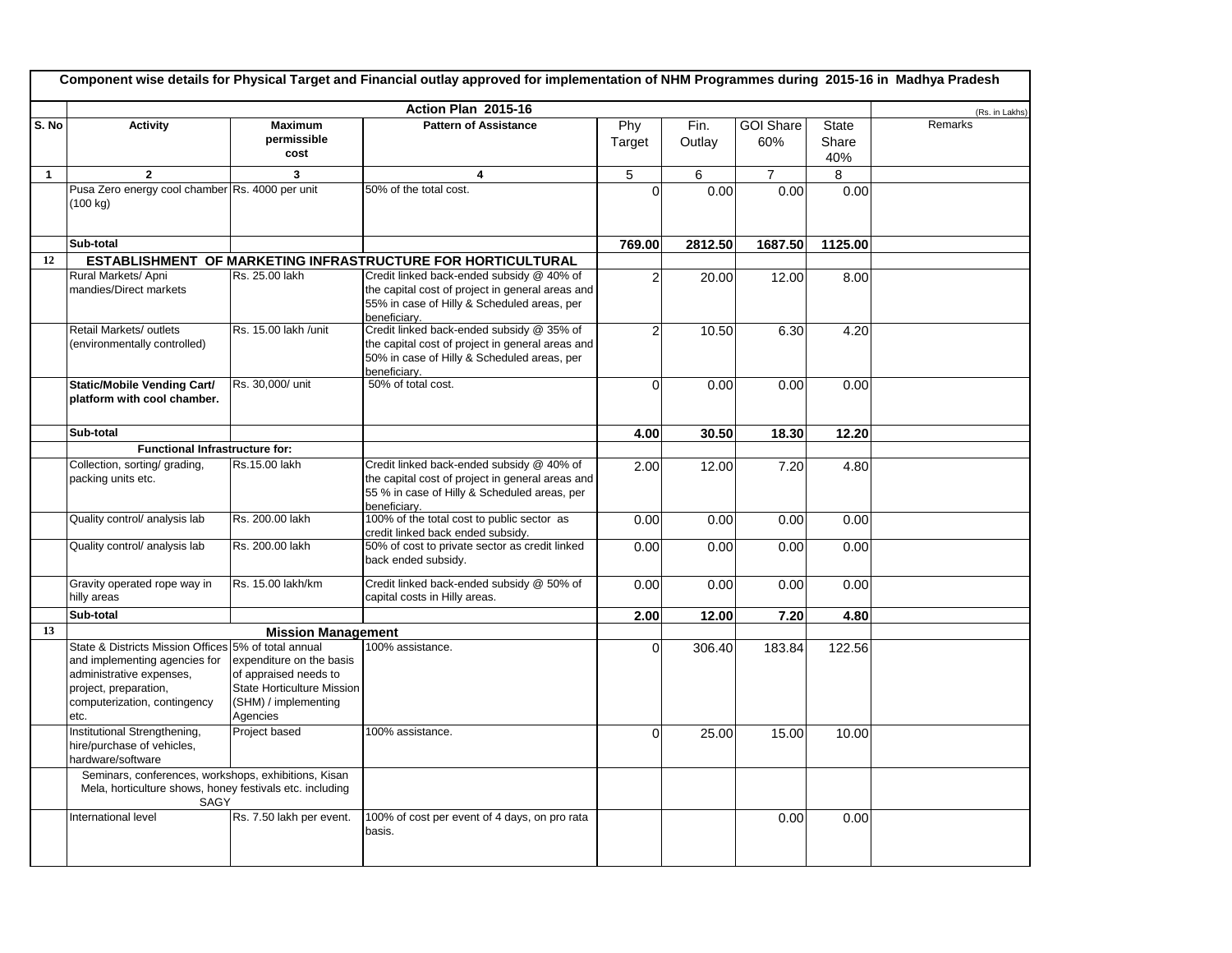**Component wise details for Physical Target and Financial outlay approved for implementation of NHM Programmes during 2015-16 in Madhya Pradesh**

| | **Action Plan 2015-16** | | | | | | | (Rs. in Lakhs) |
|---|---|---|---|---|---|---|---|---|
| **S. No** | **Activity** | **Maximum permissible cost** | **Pattern of Assistance** | Phy Target | Fin. Outlay | GOI Share 60% | State Share 40% | Remarks |
| **1** | **2** | **3** | **4** | 5 | 6 | 7 | 8 | |
| | Pusa Zero energy cool chamber (100 kg) | Rs. 4000 per unit | 50% of the total cost. | 0 | 0.00 | 0.00 | 0.00 | |
| | **Sub-total** | | | **769.00** | **2812.50** | **1687.50** | **1125.00** | |
| **12** | **ESTABLISHMENT OF MARKETING INFRASTRUCTURE FOR HORTICULTURAL** | | | | | | | |
| | Rural Markets/ Apni mandies/Direct markets | Rs. 25.00 lakh | Credit linked back-ended subsidy @ 40% of the capital cost of project in general areas and 55% in case of Hilly & Scheduled areas, per beneficiary. | 2 | 20.00 | 12.00 | 8.00 | |
| | Retail Markets/ outlets (environmentally controlled) | Rs. 15.00 lakh /unit | Credit linked back-ended subsidy @ 35% of the capital cost of project in general areas and 50% in case of Hilly & Scheduled areas, per beneficiary. | 2 | 10.50 | 6.30 | 4.20 | |
| | **Static/Mobile Vending Cart/ platform with cool chamber.** | Rs. 30,000/ unit | 50% of total cost. | 0 | 0.00 | 0.00 | 0.00 | |
| | **Sub-total** | | | **4.00** | **30.50** | **18.30** | **12.20** | |
| | **Functional Infrastructure for:** | | | | | | | |
| | Collection, sorting/ grading, packing units etc. | Rs.15.00 lakh | Credit linked back-ended subsidy @ 40% of the capital cost of project in general areas and 55 % in case of Hilly & Scheduled areas, per beneficiary. | 2.00 | 12.00 | 7.20 | 4.80 | |
| | Quality control/ analysis lab | Rs. 200.00 lakh | 100% of the total cost to public sector as credit linked back ended subsidy. | 0.00 | 0.00 | 0.00 | 0.00 | |
| | Quality control/ analysis lab | Rs. 200.00 lakh | 50% of cost to private sector as credit linked back ended subsidy. | 0.00 | 0.00 | 0.00 | 0.00 | |
| | Gravity operated rope way in hilly areas | Rs. 15.00 lakh/km | Credit linked back-ended subsidy @ 50% of capital costs in Hilly areas. | 0.00 | 0.00 | 0.00 | 0.00 | |
| | **Sub-total** | | | **2.00** | **12.00** | **7.20** | **4.80** | |
| **13** | **Mission Management** | | | | | | | |
| | State & Districts Mission Offices and implementing agencies for administrative expenses, project, preparation, computerization, contingency etc. | 5% of total annual expenditure on the basis of appraised needs to State Horticulture Mission (SHM) / implementing Agencies | 100% assistance. | 0 | 306.40 | 183.84 | 122.56 | |
| | Institutional Strengthening, hire/purchase of vehicles, hardware/software | Project based | 100% assistance. | 0 | 25.00 | 15.00 | 10.00 | |
| | Seminars, conferences, workshops, exhibitions, Kisan Mela, horticulture shows, honey festivals etc. including SAGY | | | | | | | |
| | International level | Rs. 7.50 lakh per event. | 100% of cost per event of 4 days, on pro rata basis. | | | 0.00 | 0.00 | |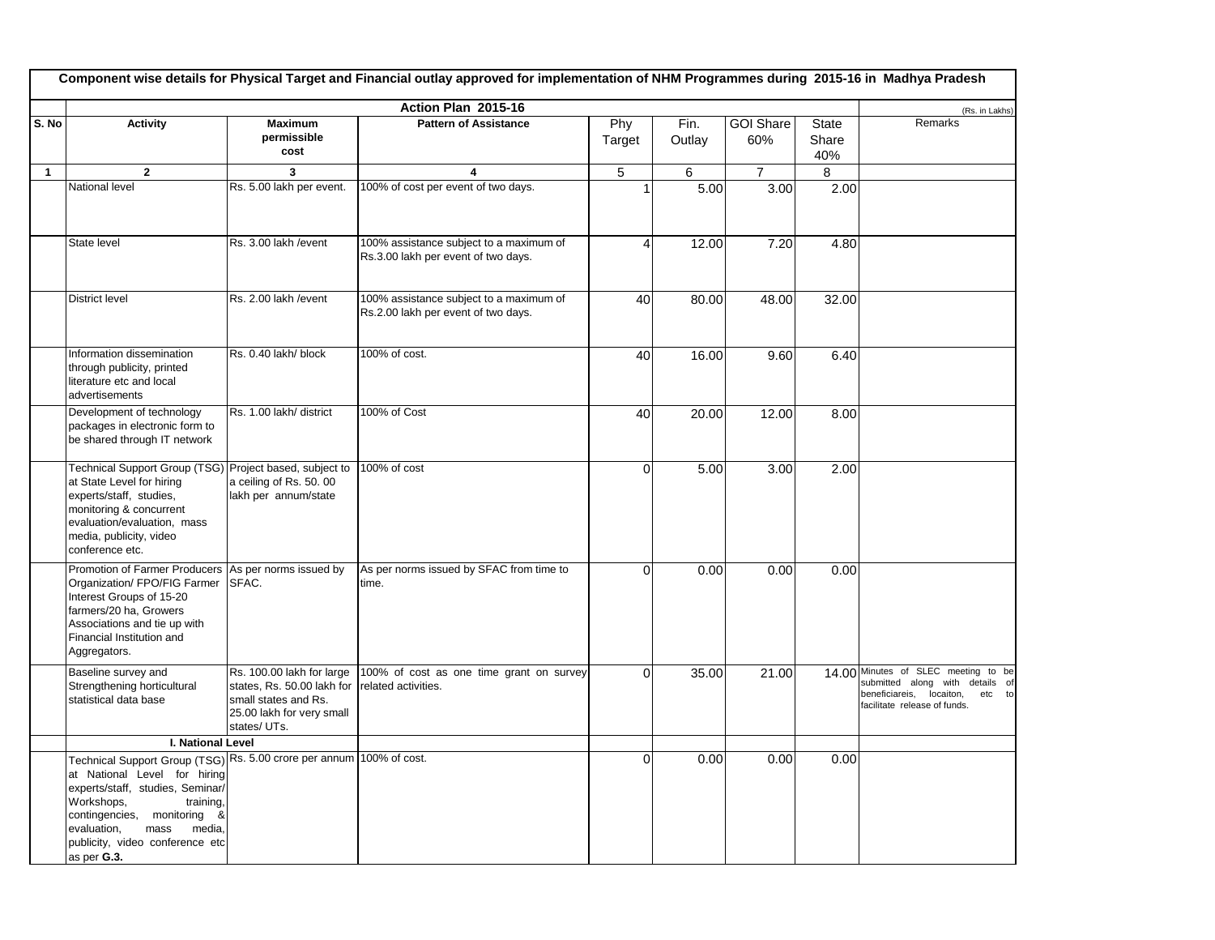**Component wise details for Physical Target and Financial outlay approved for implementation of NHM Programmes during 2015-16 in Madhya Pradesh**

| S. No | Action Plan 2015-16 | | | | | | | | (Rs. in Lakhs) |
|---|---|---|---|---|---|---|---|---|---|
| S. No | Activity | Maximum permissible cost | Pattern of Assistance | Phy Target | Fin. Outlay | GOI Share 60% | State Share 40% | Remarks |
| 1 | 2 | 3 | 4 | 5 | 6 | 7 | 8 | |
| | National level | Rs. 5.00 lakh per event. | 100% of cost per event of two days. | 1 | 5.00 | 3.00 | 2.00 | |
| | State level | Rs. 3.00 lakh /event | 100% assistance subject to a maximum of Rs.3.00 lakh per event of two days. | 4 | 12.00 | 7.20 | 4.80 | |
| | District level | Rs. 2.00 lakh /event | 100% assistance subject to a maximum of Rs.2.00 lakh per event of two days. | 40 | 80.00 | 48.00 | 32.00 | |
| | Information dissemination through publicity, printed literature etc and local advertisements | Rs. 0.40 lakh/ block | 100% of cost. | 40 | 16.00 | 9.60 | 6.40 | |
| | Development of technology packages in electronic form to be shared through IT network | Rs. 1.00 lakh/ district | 100% of Cost | 40 | 20.00 | 12.00 | 8.00 | |
| | Technical Support Group (TSG) at State Level for hiring experts/staff, studies, monitoring & concurrent evaluation/evaluation, mass media, publicity, video conference etc. | Project based, subject to a ceiling of Rs. 50. 00 lakh per annum/state | 100% of cost | 0 | 5.00 | 3.00 | 2.00 | |
| | Promotion of Farmer Producers Organization/ FPO/FIG Farmer Interest Groups of 15-20 farmers/20 ha, Growers Associations and tie up with Financial Institution and Aggregators. | As per norms issued by SFAC. | As per norms issued by SFAC from time to time. | 0 | 0.00 | 0.00 | 0.00 | |
| | Baseline survey and Strengthening horticultural statistical data base | Rs. 100.00 lakh for large states, Rs. 50.00 lakh for small states and Rs. 25.00 lakh for very small states/ UTs. | 100% of cost as one time grant on survey related activities. | 0 | 35.00 | 21.00 | 14.00 | Minutes of SLEC meeting to be submitted along with details of beneficiareis, locaiton, etc to facilitate release of funds. |
| | **I. National Level** | | | | | | | |
| | Technical Support Group (TSG) at National Level for hiring experts/staff, studies, Seminar/ Workshops, training, contingencies, monitoring & evaluation, mass media, publicity, video conference etc as per **G.3.** | Rs. 5.00 crore per annum | 100% of cost. | 0 | 0.00 | 0.00 | 0.00 | |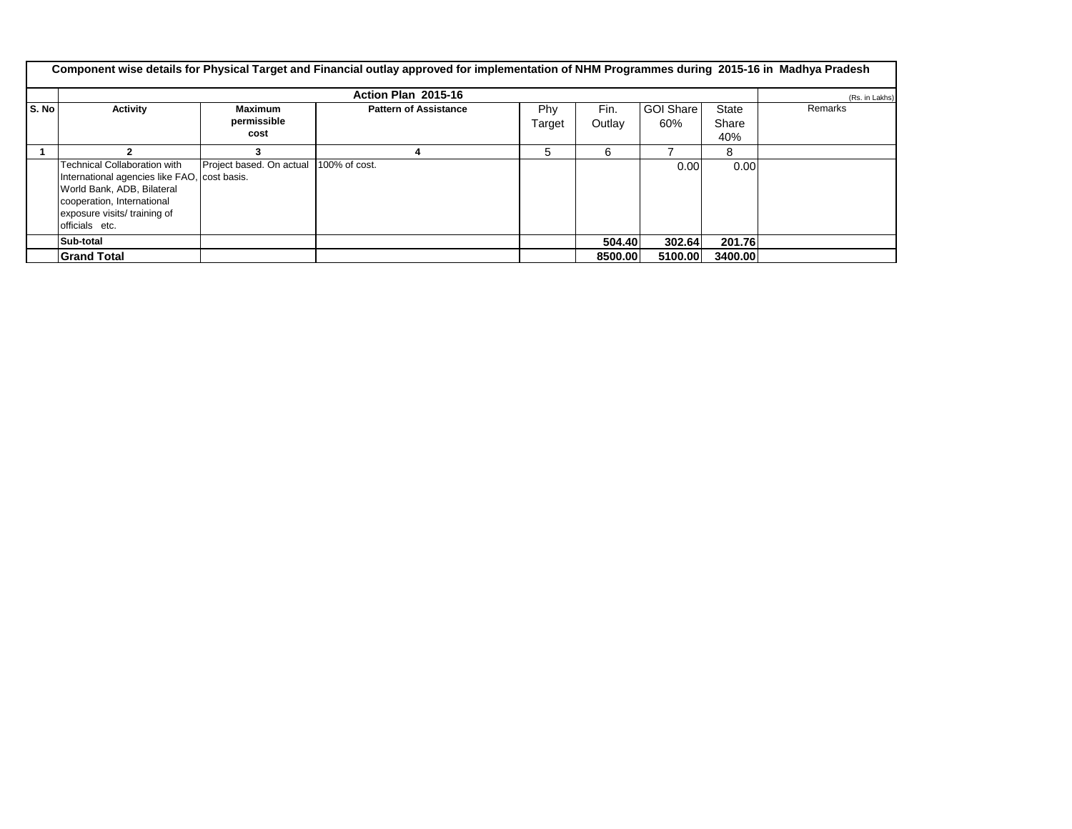**Component wise details for Physical Target and Financial outlay approved for implementation of NHM Programmes during 2015-16 in Madhya Pradesh**

| | Action Plan 2015-16 | | | | | | | (Rs. in Lakhs) |
|---|---|---|---|---|---|---|---|---|
| S. No | Activity | Maximum permissible cost | Pattern of Assistance | Phy Target | Fin. Outlay | GOI Share 60% | State Share 40% | Remarks |
| 1 | 2 | 3 | 4 | 5 | 6 | 7 | 8 | |
| | Technical Collaboration with International agencies like FAO, World Bank, ADB, Bilateral cooperation, International exposure visits/ training of officials etc. | Project based. On actual cost basis. | 100% of cost. | | | 0.00 | 0.00 | |
| | Sub-total | | | | 504.40 | 302.64 | 201.76 | |
| | **Grand Total** | | | | **8500.00** | **5100.00** | **3400.00** | |